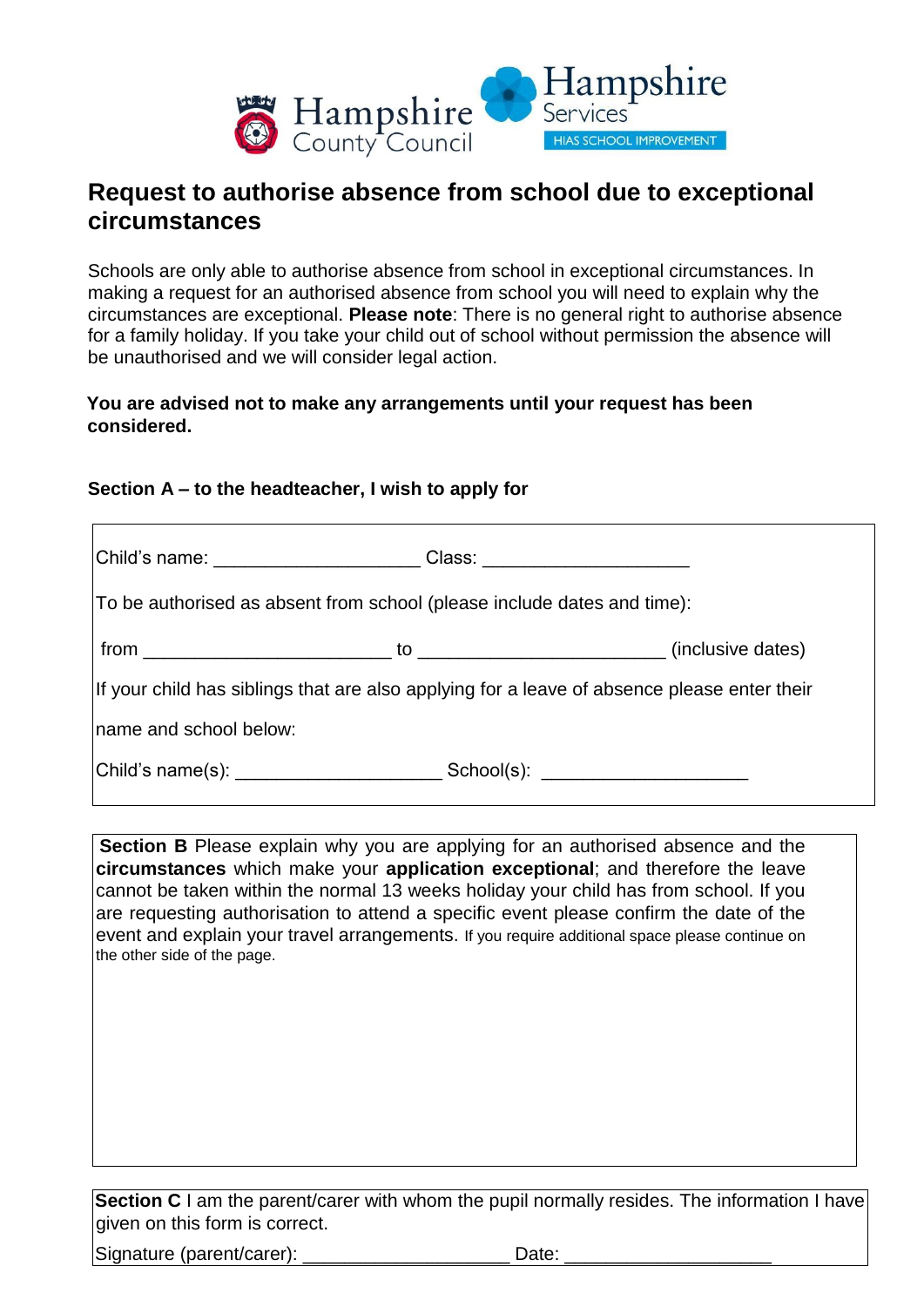Hampshire County Council

Hampshire Services

HIAS SCHOOL IMPROVEMENT

# Request to authorise absence from school due to exceptional circumstances

Schools are only able to authorise absence from school in exceptional circumstances. In making a request for an authorised absence from school you will need to explain why the circumstances are exceptional. **Please note**: There is no general right to authorise absence for a family holiday. If you take your child out of school without permission the absence will be unauthorised and we will consider legal action.

**You are advised not to make any arrangements until your request has been considered.**

**Section A – to the headteacher, I wish to apply for**

Child's name: ____________________ Class: ____________________

To be authorised as absent from school (please include dates and time):

from ________________________ to ________________________ (inclusive dates)

If your child has siblings that are also applying for a leave of absence please enter their name and school below:

Child's name(s): ____________________ School(s): ____________________

**Section B** Please explain why you are applying for an authorised absence and the **circumstances** which make your **application exceptional**; and therefore the leave cannot be taken within the normal 13 weeks holiday your child has from school. If you are requesting authorisation to attend a specific event please confirm the date of the event and explain your travel arrangements. If you require additional space please continue on the other side of the page.

**Section C** I am the parent/carer with whom the pupil normally resides. The information I have given on this form is correct.

Signature (parent/carer): ____________________ Date: ____________________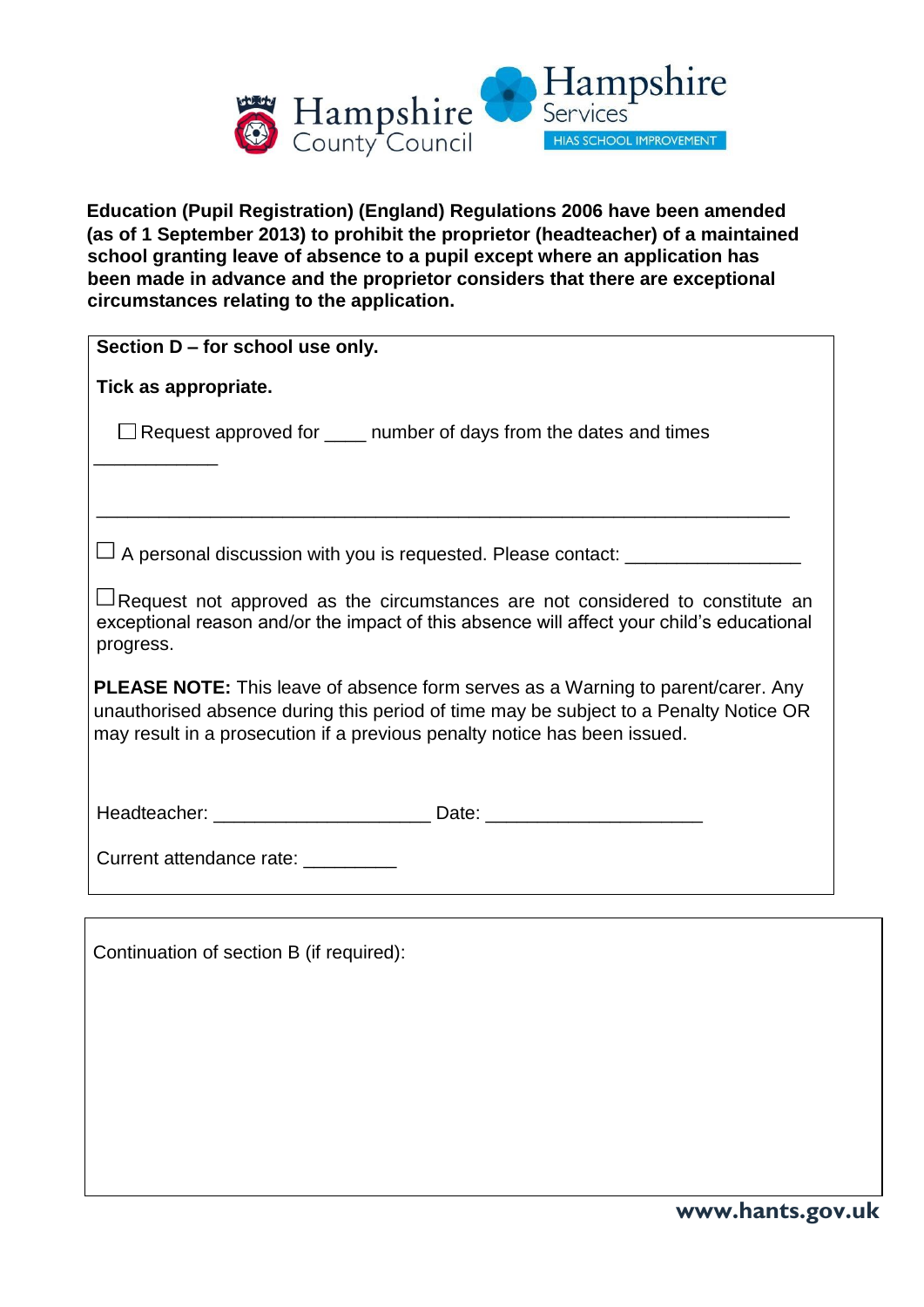**Education (Pupil Registration) (England) Regulations 2006 have been amended (as of 1 September 2013) to prohibit the proprietor (headteacher) of a maintained school granting leave of absence to a pupil except where an application has been made in advance and the proprietor considers that there are exceptional circumstances relating to the application.**

**Section D – for school use only.**

**Tick as appropriate.**

☐ Request approved for ____ number of days from the dates and times ____________

_______________________________________________________________

☐ A personal discussion with you is requested. Please contact: _________________

☐ Request not approved as the circumstances are not considered to constitute an exceptional reason and/or the impact of this absence will affect your child's educational progress.

**PLEASE NOTE:** This leave of absence form serves as a Warning to parent/carer. Any unauthorised absence during this period of time may be subject to a Penalty Notice OR may result in a prosecution if a previous penalty notice has been issued.

Headteacher: _____________________ Date: _____________________

Current attendance rate: _________

Continuation of section B (if required):

www.hants.gov.uk